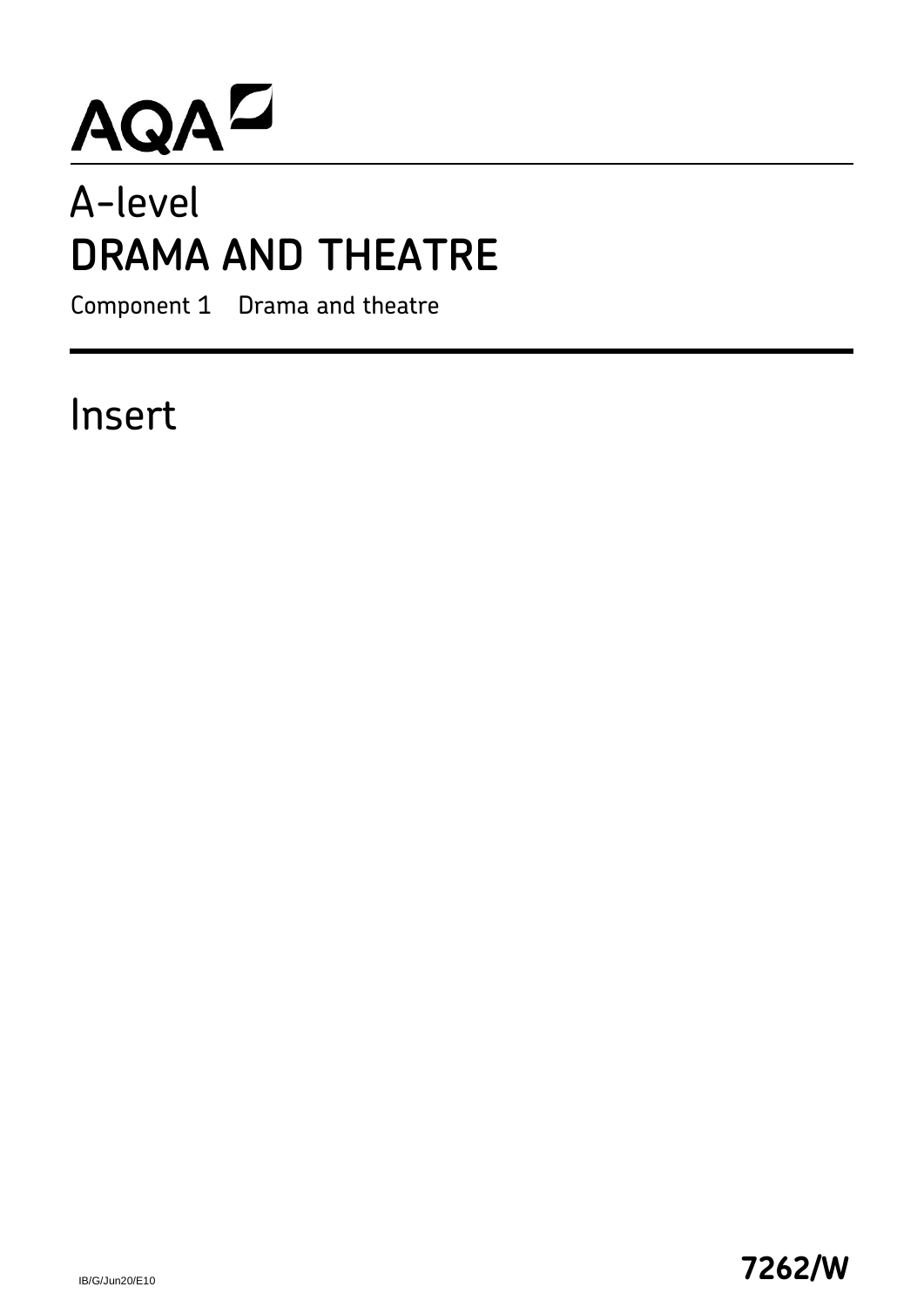AQA

# A-level
# DRAMA AND THEATRE

Component 1 Drama and theatre

## Insert

IB/G/Jun20/E10

**7262/W**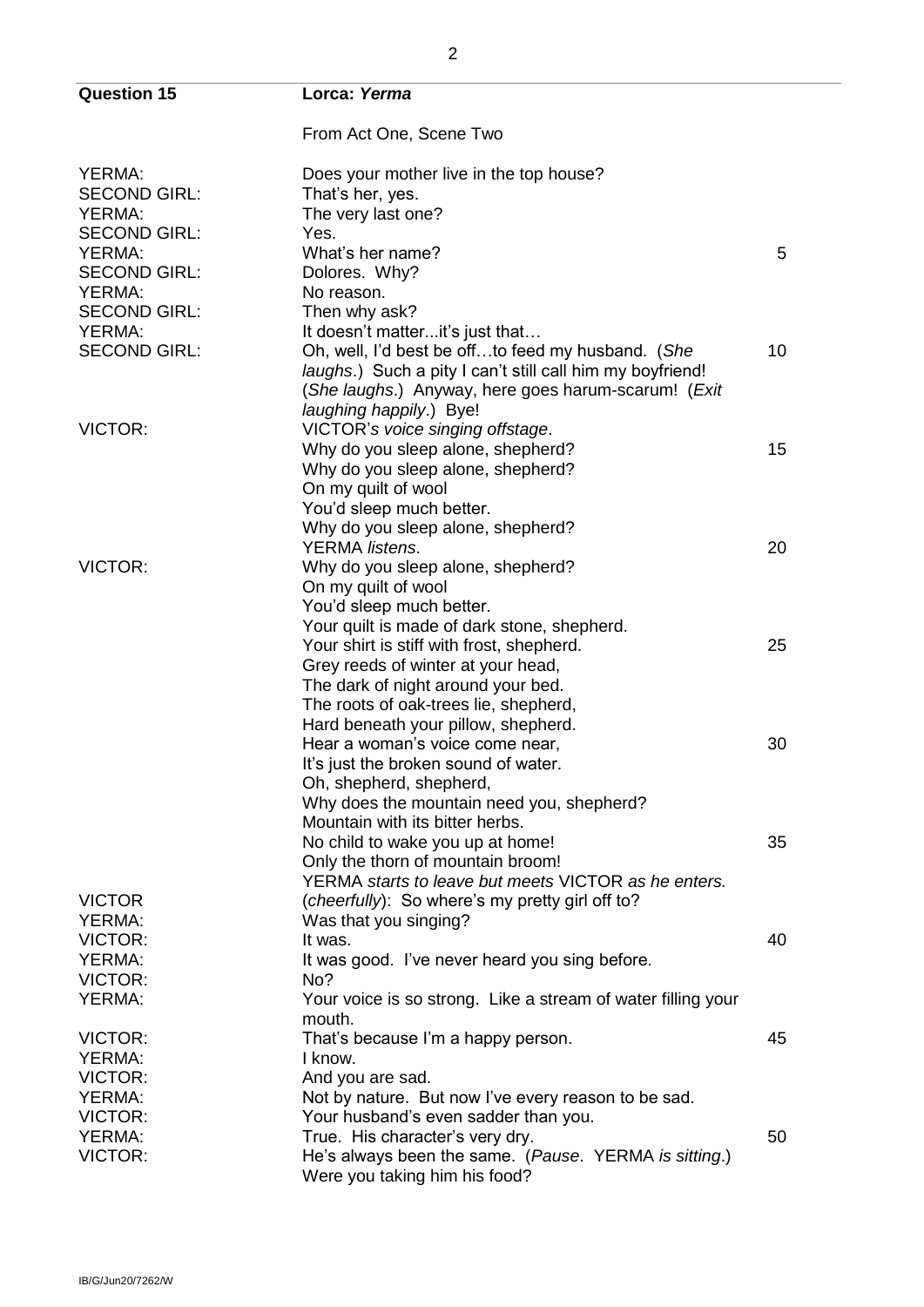**Question 15** **Lorca: *Yerma***

From Act One, Scene Two

| | | |
|---|---|---|
| YERMA: | Does your mother live in the top house? | |
| SECOND GIRL: | That's her, yes. | |
| YERMA: | The very last one? | |
| SECOND GIRL: | Yes. | |
| YERMA: | What's her name? | 5 |
| SECOND GIRL: | Dolores. Why? | |
| YERMA: | No reason. | |
| SECOND GIRL: | Then why ask? | |
| YERMA: | It doesn't matter...it's just that… | |
| SECOND GIRL: | Oh, well, I'd best be off…to feed my husband. (*She laughs*.) Such a pity I can't still call him my boyfriend! (*She laughs*.) Anyway, here goes harum-scarum! (*Exit laughing happily*.) Bye! | 10 |
| VICTOR: | VICTOR*'s voice singing offstage*. | |
| | Why do you sleep alone, shepherd? | 15 |
| | Why do you sleep alone, shepherd? | |
| | On my quilt of wool | |
| | You'd sleep much better. | |
| | Why do you sleep alone, shepherd? | |
| | YERMA *listens*. | 20 |
| VICTOR: | Why do you sleep alone, shepherd? | |
| | On my quilt of wool | |
| | You'd sleep much better. | |
| | Your quilt is made of dark stone, shepherd. | |
| | Your shirt is stiff with frost, shepherd. | 25 |
| | Grey reeds of winter at your head, | |
| | The dark of night around your bed. | |
| | The roots of oak-trees lie, shepherd, | |
| | Hard beneath your pillow, shepherd. | |
| | Hear a woman's voice come near, | 30 |
| | It's just the broken sound of water. | |
| | Oh, shepherd, shepherd, | |
| | Why does the mountain need you, shepherd? | |
| | Mountain with its bitter herbs. | |
| | No child to wake you up at home! | 35 |
| | Only the thorn of mountain broom! | |
| | YERMA *starts to leave but meets* VICTOR *as he enters.* | |
| VICTOR | (*cheerfully*): So where's my pretty girl off to? | |
| YERMA: | Was that you singing? | |
| VICTOR: | It was. | 40 |
| YERMA: | It was good. I've never heard you sing before. | |
| VICTOR: | No? | |
| YERMA: | Your voice is so strong. Like a stream of water filling your mouth. | |
| VICTOR: | That's because I'm a happy person. | 45 |
| YERMA: | I know. | |
| VICTOR: | And you are sad. | |
| YERMA: | Not by nature. But now I've every reason to be sad. | |
| VICTOR: | Your husband's even sadder than you. | |
| YERMA: | True. His character's very dry. | 50 |
| VICTOR: | He's always been the same. (*Pause*. YERMA *is sitting*.) Were you taking him his food? | |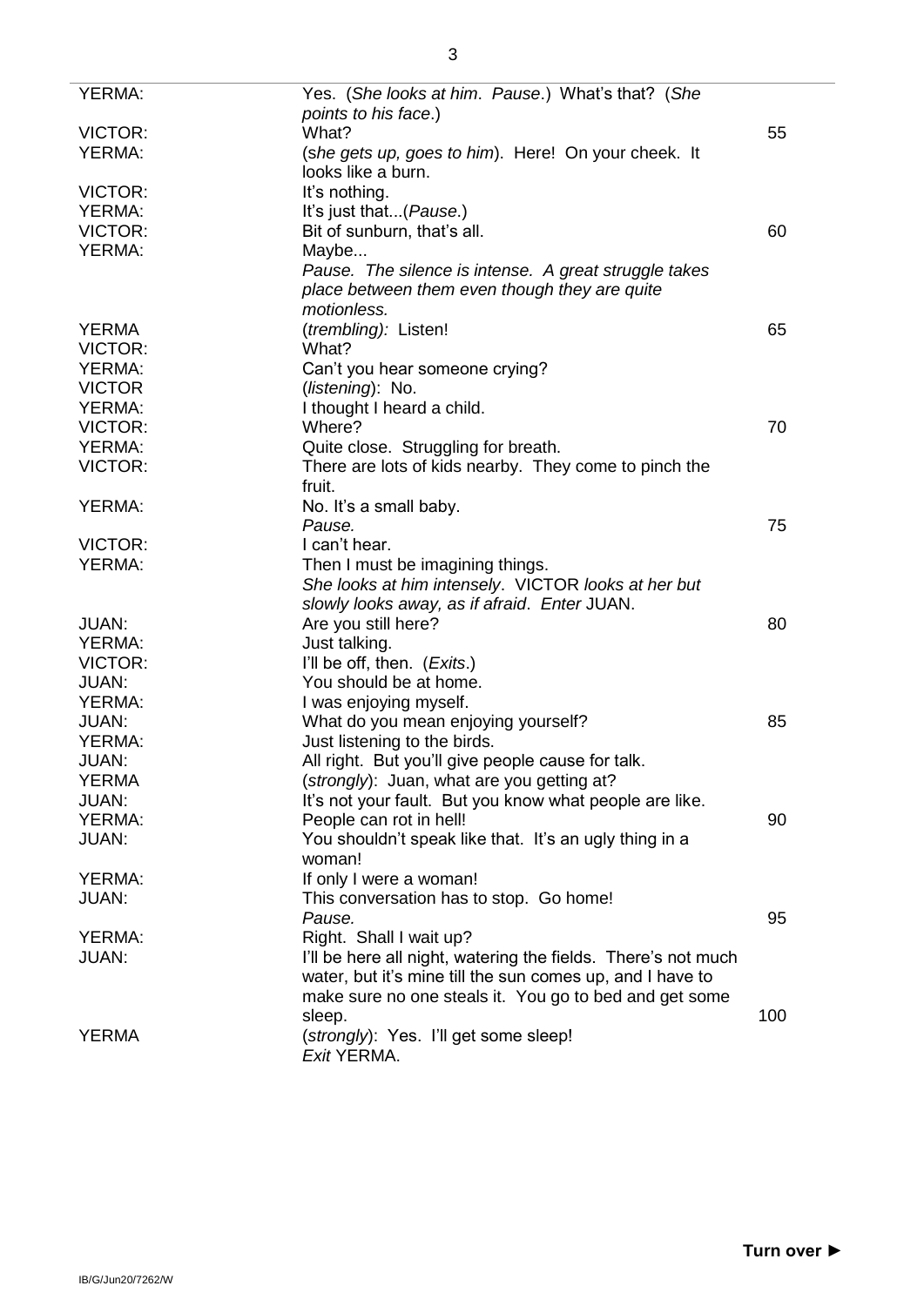| | | |
|---|---|---|
| YERMA: | Yes. (*She looks at him. Pause.*) What's that? (*She points to his face.*) | |
| VICTOR: | What? | 55 |
| YERMA: | (*she gets up, goes to him*). Here! On your cheek. It looks like a burn. | |
| VICTOR: | It's nothing. | |
| YERMA: | It's just that...(*Pause.*) | |
| VICTOR: | Bit of sunburn, that's all. | 60 |
| YERMA: | Maybe... | |
| | *Pause. The silence is intense. A great struggle takes place between them even though they are quite motionless.* | |
| YERMA | (*trembling*): Listen! | 65 |
| VICTOR: | What? | |
| YERMA: | Can't you hear someone crying? | |
| VICTOR | (*listening*): No. | |
| YERMA: | I thought I heard a child. | |
| VICTOR: | Where? | 70 |
| YERMA: | Quite close. Struggling for breath. | |
| VICTOR: | There are lots of kids nearby. They come to pinch the fruit. | |
| YERMA: | No. It's a small baby. | |
| | *Pause.* | 75 |
| VICTOR: | I can't hear. | |
| YERMA: | Then I must be imagining things. | |
| | *She looks at him intensely.* VICTOR *looks at her but slowly looks away, as if afraid. Enter* JUAN. | |
| JUAN: | Are you still here? | 80 |
| YERMA: | Just talking. | |
| VICTOR: | I'll be off, then. (*Exits.*) | |
| JUAN: | You should be at home. | |
| YERMA: | I was enjoying myself. | |
| JUAN: | What do you mean enjoying yourself? | 85 |
| YERMA: | Just listening to the birds. | |
| JUAN: | All right. But you'll give people cause for talk. | |
| YERMA | (*strongly*): Juan, what are you getting at? | |
| JUAN: | It's not your fault. But you know what people are like. | |
| YERMA: | People can rot in hell! | 90 |
| JUAN: | You shouldn't speak like that. It's an ugly thing in a woman! | |
| YERMA: | If only I were a woman! | |
| JUAN: | This conversation has to stop. Go home! | |
| | *Pause.* | 95 |
| YERMA: | Right. Shall I wait up? | |
| JUAN: | I'll be here all night, watering the fields. There's not much water, but it's mine till the sun comes up, and I have to make sure no one steals it. You go to bed and get some sleep. | 100 |
| YERMA | (*strongly*): Yes. I'll get some sleep! | |
| | *Exit* YERMA. | |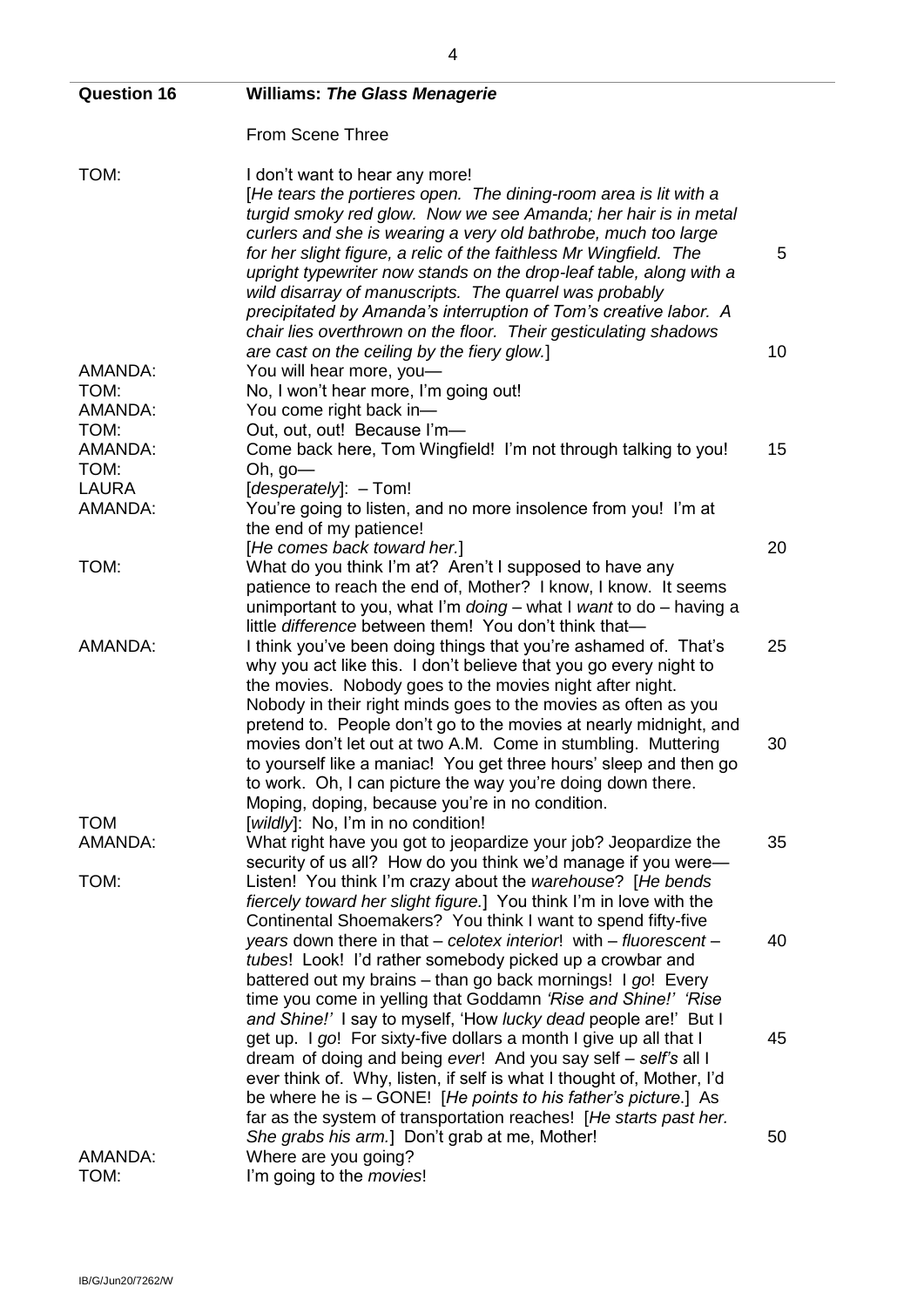**Question 16** **Williams: *The Glass Menagerie***

From Scene Three

TOM: I don't want to hear any more!
[*He tears the portieres open. The dining-room area is lit with a turgid smoky red glow. Now we see Amanda; her hair is in metal curlers and she is wearing a very old bathrobe, much too large for her slight figure, a relic of the faithless Mr Wingfield. The upright typewriter now stands on the drop-leaf table, along with a wild disarray of manuscripts. The quarrel was probably precipitated by Amanda's interruption of Tom's creative labor. A chair lies overthrown on the floor. Their gesticulating shadows are cast on the ceiling by the fiery glow.*] 5 10

AMANDA: You will hear more, you—

TOM: No, I won't hear more, I'm going out!

AMANDA: You come right back in—

TOM: Out, out, out! Because I'm—

AMANDA: Come back here, Tom Wingfield! I'm not through talking to you! 15

TOM: Oh, go—

LAURA [*desperately*]: – Tom!

AMANDA: You're going to listen, and no more insolence from you! I'm at the end of my patience!
[*He comes back toward her.*] 20

TOM: What do you think I'm at? Aren't I supposed to have any patience to reach the end of, Mother? I know, I know. It seems unimportant to you, what I'm *doing* – what I *want* to do – having a little *difference* between them! You don't think that—

AMANDA: I think you've been doing things that you're ashamed of. That's why you act like this. I don't believe that you go every night to the movies. Nobody goes to the movies night after night. Nobody in their right minds goes to the movies as often as you pretend to. People don't go to the movies at nearly midnight, and movies don't let out at two A.M. Come in stumbling. Muttering to yourself like a maniac! You get three hours' sleep and then go to work. Oh, I can picture the way you're doing down there. Moping, doping, because you're in no condition. 25 30

TOM [*wildly*]: No, I'm in no condition!

AMANDA: What right have you got to jeopardize your job? Jeopardize the security of us all? How do you think we'd manage if you were— 35

TOM: Listen! You think I'm crazy about the *warehouse*? [*He bends fiercely toward her slight figure.*] You think I'm in love with the Continental Shoemakers? You think I want to spend fifty-five *years* down there in that – *celotex interior*! with – *fluorescent – tubes*! Look! I'd rather somebody picked up a crowbar and battered out my brains – than go back mornings! I *go*! Every time you come in yelling that Goddamn *'Rise and Shine!' 'Rise and Shine!'* I say to myself, 'How *lucky dead* people are!' But I get up. I *go*! For sixty-five dollars a month I give up all that I dream of doing and being *ever*! And you say self – *self's* all I ever think of. Why, listen, if self is what I thought of, Mother, I'd be where he is – GONE! [*He points to his father's picture.*] As far as the system of transportation reaches! [*He starts past her. She grabs his arm.*] Don't grab at me, Mother! 40 45 50

AMANDA: Where are you going?

TOM: I'm going to the *movies*!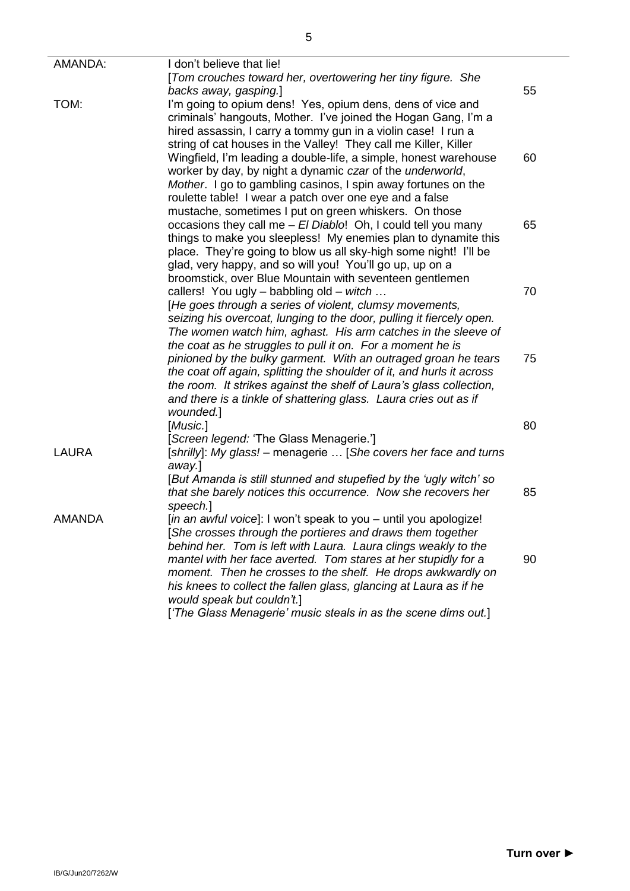AMANDA: I don't believe that lie!

[*Tom crouches toward her, overtowering her tiny figure. She backs away, gasping.*]

TOM: I'm going to opium dens! Yes, opium dens, dens of vice and criminals' hangouts, Mother. I've joined the Hogan Gang, I'm a hired assassin, I carry a tommy gun in a violin case! I run a string of cat houses in the Valley! They call me Killer, Killer Wingfield, I'm leading a double-life, a simple, honest warehouse worker by day, by night a dynamic *czar* of the *underworld*, *Mother*. I go to gambling casinos, I spin away fortunes on the roulette table! I wear a patch over one eye and a false mustache, sometimes I put on green whiskers. On those occasions they call me – *El Diablo*! Oh, I could tell you many things to make you sleepless! My enemies plan to dynamite this place. They're going to blow us all sky-high some night! I'll be glad, very happy, and so will you! You'll go up, up on a broomstick, over Blue Mountain with seventeen gentlemen callers! You ugly – babbling old – *witch* …

[*He goes through a series of violent, clumsy movements, seizing his overcoat, lunging to the door, pulling it fiercely open. The women watch him, aghast. His arm catches in the sleeve of the coat as he struggles to pull it on. For a moment he is pinioned by the bulky garment. With an outraged groan he tears the coat off again, splitting the shoulder of it, and hurls it across the room. It strikes against the shelf of Laura's glass collection, and there is a tinkle of shattering glass. Laura cries out as if wounded.*]

[*Music.*]

[*Screen legend:* 'The Glass Menagerie.']

LAURA [*shrilly*]: *My glass!* – menagerie … [*She covers her face and turns away.*]

[*But Amanda is still stunned and stupefied by the 'ugly witch' so that she barely notices this occurrence. Now she recovers her speech.*]

AMANDA [*in an awful voice*]: I won't speak to you – until you apologize!

[*She crosses through the portieres and draws them together behind her. Tom is left with Laura. Laura clings weakly to the mantel with her face averted. Tom stares at her stupidly for a moment. Then he crosses to the shelf. He drops awkwardly on his knees to collect the fallen glass, glancing at Laura as if he would speak but couldn't.*]

[*'The Glass Menagerie' music steals in as the scene dims out.*]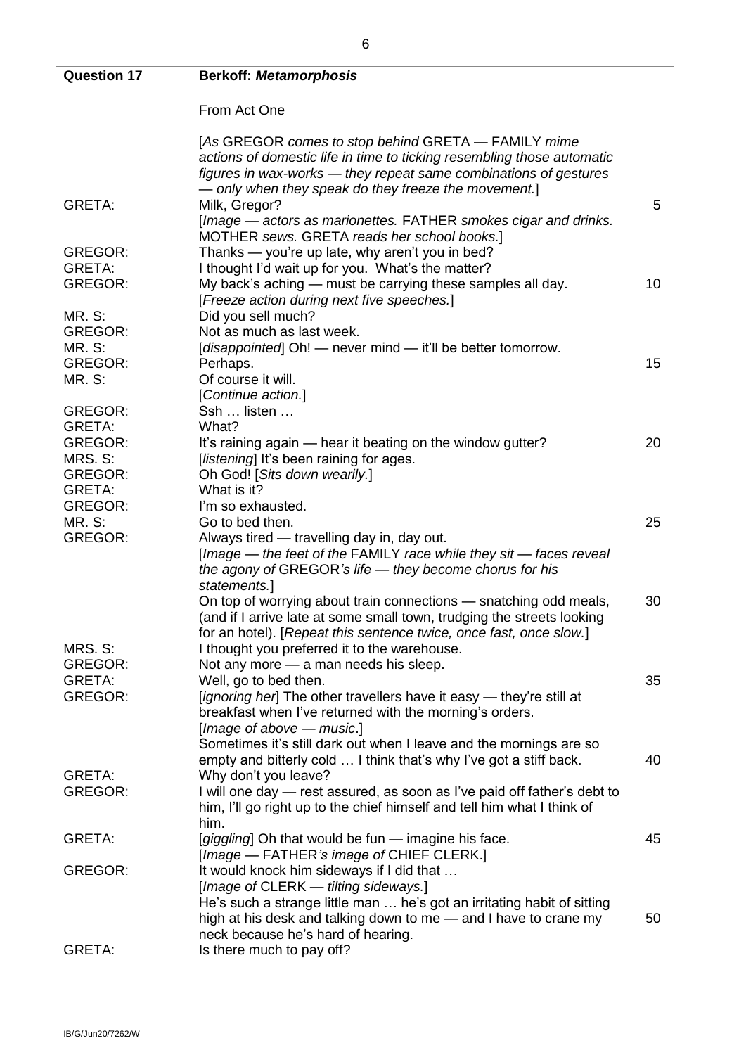**Question 17** **Berkoff: *Metamorphosis***

From Act One

[*As* GREGOR *comes to stop behind* GRETA — FAMILY *mime actions of domestic life in time to ticking resembling those automatic figures in wax-works — they repeat same combinations of gestures — only when they speak do they freeze the movement.*]

GRETA: Milk, Gregor? (5)

[*Image — actors as marionettes.* FATHER *smokes cigar and drinks.* MOTHER *sews.* GRETA *reads her school books.*]

GREGOR: Thanks — you're up late, why aren't you in bed?

GRETA: I thought I'd wait up for you. What's the matter?

GREGOR: My back's aching — must be carrying these samples all day. (10)

[*Freeze action during next five speeches.*]

MR. S: Did you sell much?

GREGOR: Not as much as last week.

MR. S: [*disappointed*] Oh! — never mind — it'll be better tomorrow.

GREGOR: Perhaps. (15)

MR. S: Of course it will.

[*Continue action.*]

GREGOR: Ssh … listen …

GRETA: What?

GREGOR: It's raining again — hear it beating on the window gutter? (20)

MRS. S: [*listening*] It's been raining for ages.

GREGOR: Oh God! [*Sits down wearily.*]

GRETA: What is it?

GREGOR: I'm so exhausted.

MR. S: Go to bed then. (25)

GREGOR: Always tired — travelling day in, day out.

[*Image — the feet of the* FAMILY *race while they sit — faces reveal the agony of* GREGOR*'s life — they become chorus for his statements.*]

On top of worrying about train connections — snatching odd meals, (30) (and if I arrive late at some small town, trudging the streets looking for an hotel). [*Repeat this sentence twice, once fast, once slow.*]

MRS. S: I thought you preferred it to the warehouse.

GREGOR: Not any more — a man needs his sleep.

GRETA: Well, go to bed then. (35)

GREGOR: [*ignoring her*] The other travellers have it easy — they're still at breakfast when I've returned with the morning's orders.

[*Image of above — music.*]

Sometimes it's still dark out when I leave and the mornings are so empty and bitterly cold … I think that's why I've got a stiff back. (40)

GRETA: Why don't you leave?

GREGOR: I will one day — rest assured, as soon as I've paid off father's debt to him, I'll go right up to the chief himself and tell him what I think of him.

GRETA: [*giggling*] Oh that would be fun — imagine his face. (45)

[*Image — FATHER's image of* CHIEF CLERK.]

GREGOR: It would knock him sideways if I did that …

[*Image of* CLERK *— tilting sideways.*]

He's such a strange little man … he's got an irritating habit of sitting high at his desk and talking down to me — and I have to crane my (50) neck because he's hard of hearing.

GRETA: Is there much to pay off?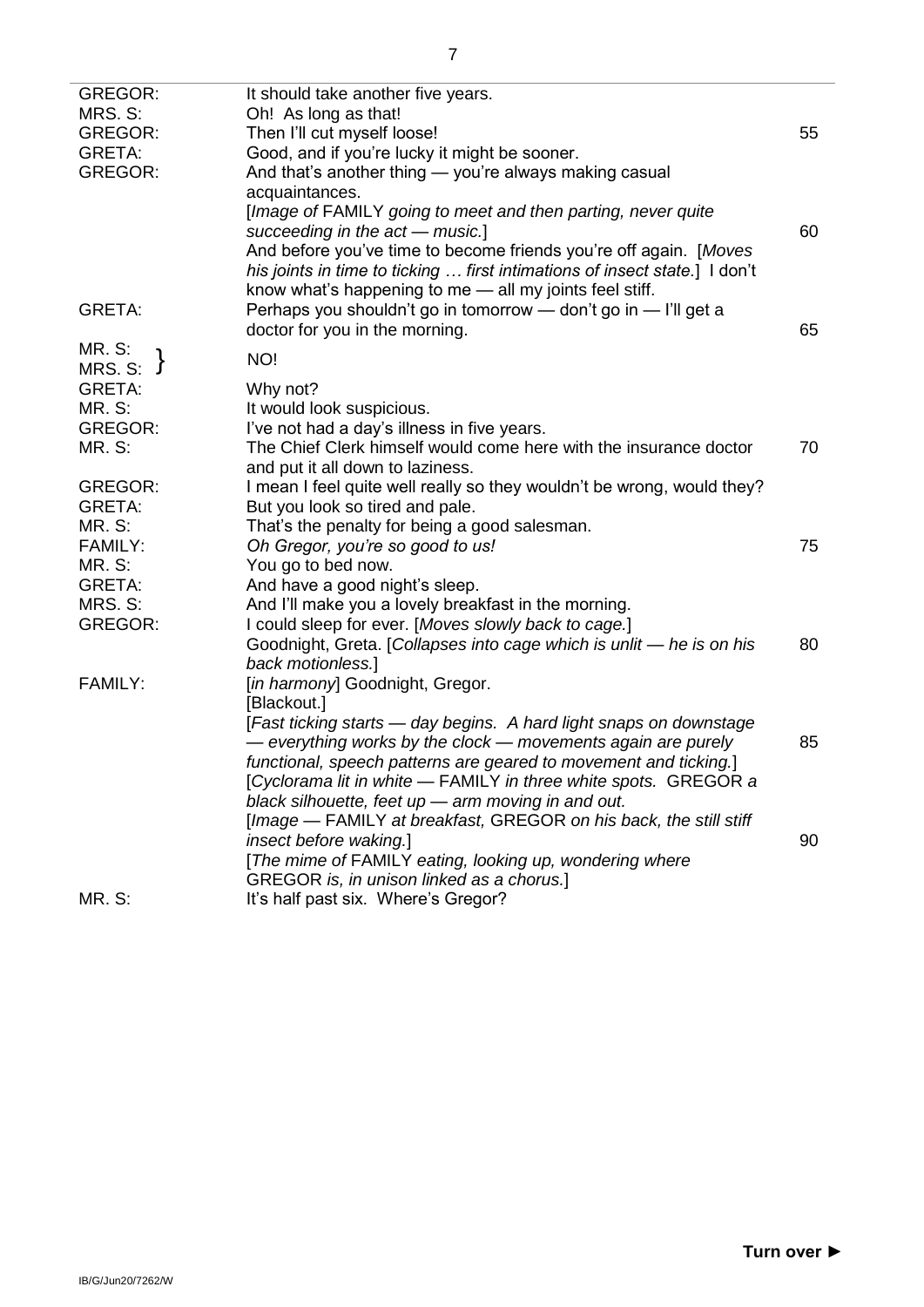| | | |
|---|---|---|
| GREGOR: | It should take another five years. | |
| MRS. S: | Oh! As long as that! | |
| GREGOR: | Then I'll cut myself loose! | 55 |
| GRETA: | Good, and if you're lucky it might be sooner. | |
| GREGOR: | And that's another thing — you're always making casual acquaintances. | |
| | [*Image of* FAMILY *going to meet and then parting, never quite succeeding in the act — music.*] | 60 |
| | And before you've time to become friends you're off again. [*Moves his joints in time to ticking … first intimations of insect state.*] I don't know what's happening to me — all my joints feel stiff. | |
| GRETA: | Perhaps you shouldn't go in tomorrow — don't go in — I'll get a doctor for you in the morning. | 65 |
| MR. S: / MRS. S: | NO! | |
| GRETA: | Why not? | |
| MR. S: | It would look suspicious. | |
| GREGOR: | I've not had a day's illness in five years. | |
| MR. S: | The Chief Clerk himself would come here with the insurance doctor and put it all down to laziness. | 70 |
| GREGOR: | I mean I feel quite well really so they wouldn't be wrong, would they? | |
| GRETA: | But you look so tired and pale. | |
| MR. S: | That's the penalty for being a good salesman. | |
| FAMILY: | *Oh Gregor, you're so good to us!* | 75 |
| MR. S: | You go to bed now. | |
| GRETA: | And have a good night's sleep. | |
| MRS. S: | And I'll make you a lovely breakfast in the morning. | |
| GREGOR: | I could sleep for ever. [*Moves slowly back to cage.*] | |
| | Goodnight, Greta. [*Collapses into cage which is unlit — he is on his back motionless.*] | 80 |
| FAMILY: | [*in harmony*] Goodnight, Gregor. | |
| | [Blackout.] | |
| | [*Fast ticking starts — day begins. A hard light snaps on downstage — everything works by the clock — movements again are purely functional, speech patterns are geared to movement and ticking.*] | 85 |
| | [*Cyclorama lit in white —* FAMILY *in three white spots.* GREGOR *a black silhouette, feet up — arm moving in and out.* | |
| | [*Image —* FAMILY *at breakfast,* GREGOR *on his back, the still stiff insect before waking.*] | 90 |
| | [*The mime of* FAMILY *eating, looking up, wondering where* GREGOR *is, in unison linked as a chorus.*] | |
| MR. S: | It's half past six. Where's Gregor? | |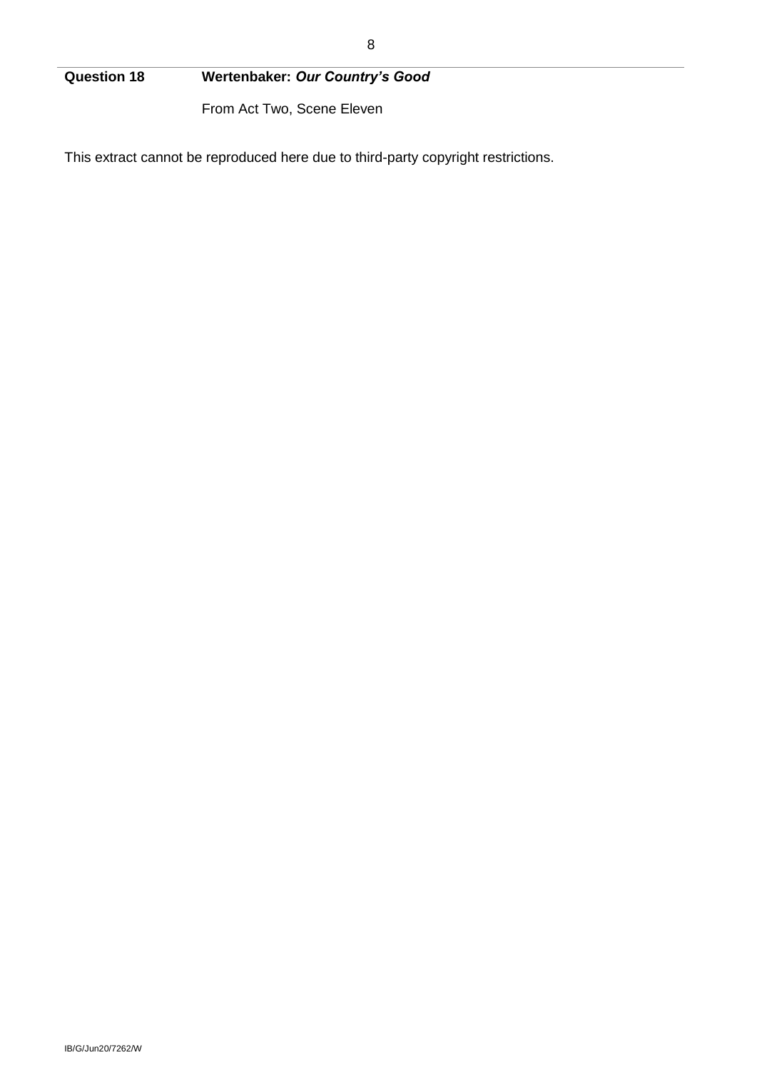**Question 18** **Wertenbaker: *Our Country's Good***

From Act Two, Scene Eleven

This extract cannot be reproduced here due to third-party copyright restrictions.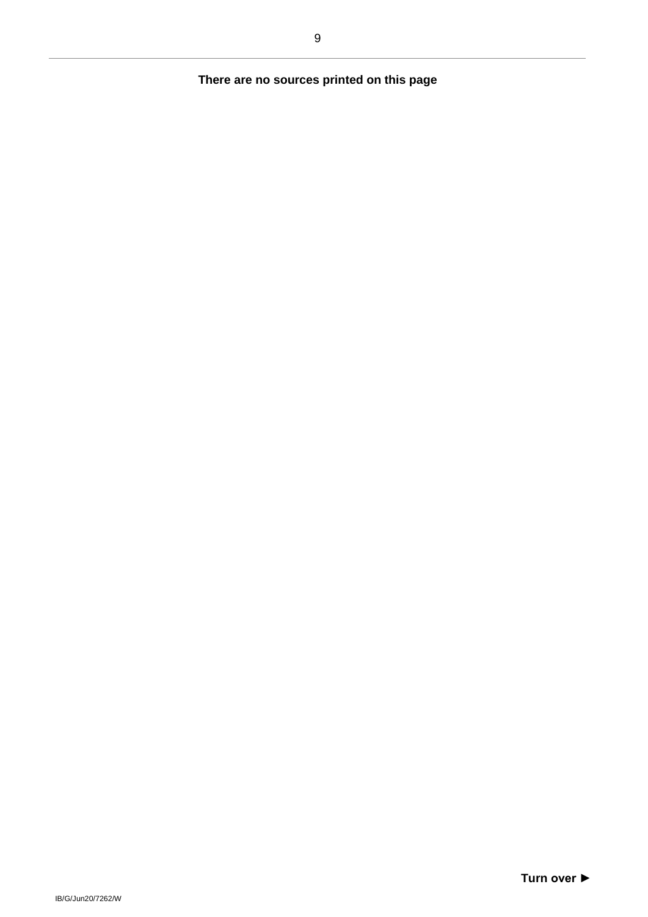**There are no sources printed on this page**

**Turn over ►**

IB/G/Jun20/7262/W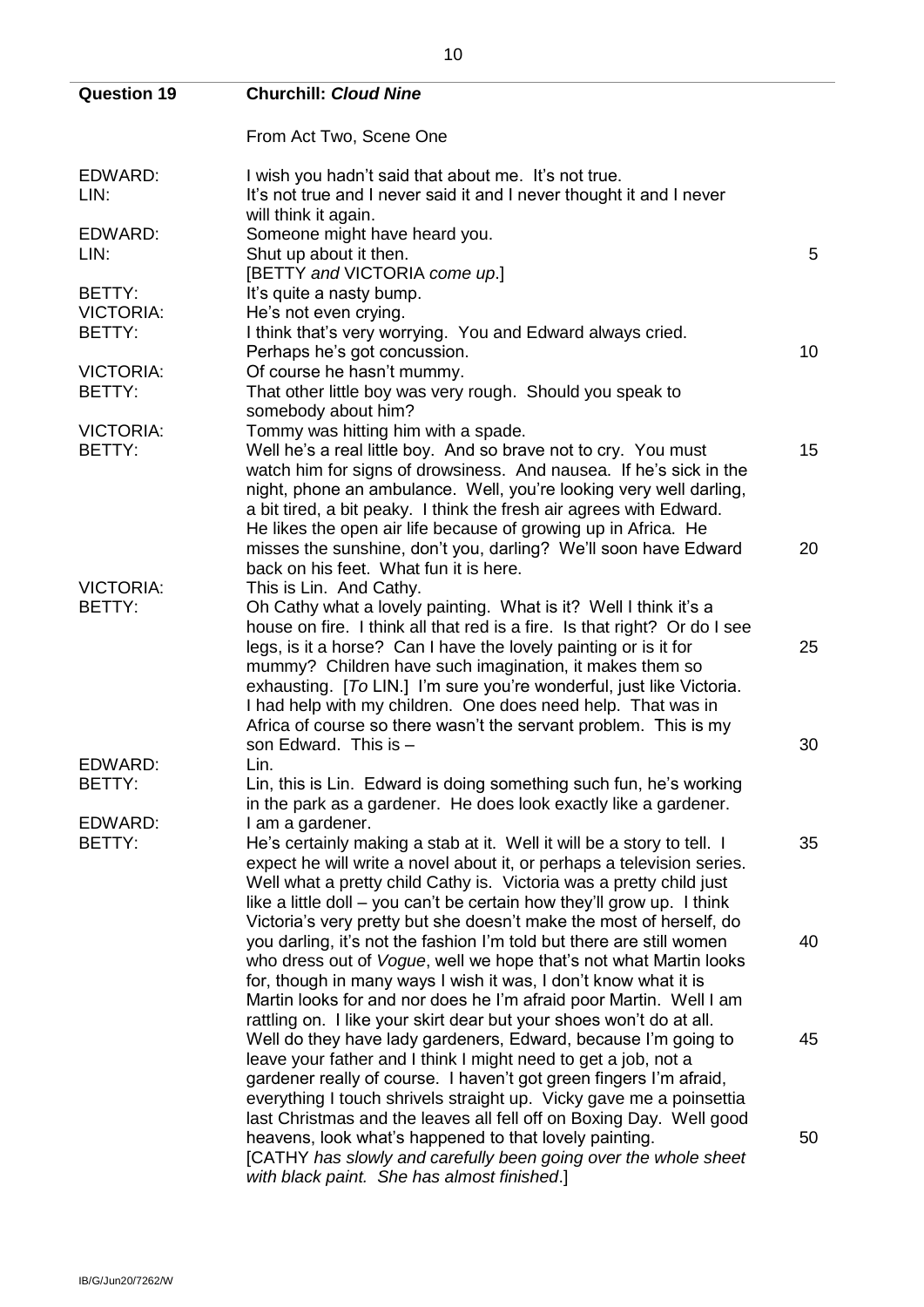**Question 19** **Churchill: *Cloud Nine***

From Act Two, Scene One

EDWARD: I wish you hadn't said that about me. It's not true.

LIN: It's not true and I never said it and I never thought it and I never will think it again.

EDWARD: Someone might have heard you.

LIN: Shut up about it then. 5

[BETTY *and* VICTORIA *come up*.]

BETTY: It's quite a nasty bump.

VICTORIA: He's not even crying.

BETTY: I think that's very worrying. You and Edward always cried. Perhaps he's got concussion. 10

VICTORIA: Of course he hasn't mummy.

BETTY: That other little boy was very rough. Should you speak to somebody about him?

VICTORIA: Tommy was hitting him with a spade.

BETTY: Well he's a real little boy. And so brave not to cry. You must watch him for signs of drowsiness. And nausea. If he's sick in the night, phone an ambulance. Well, you're looking very well darling, a bit tired, a bit peaky. I think the fresh air agrees with Edward. He likes the open air life because of growing up in Africa. He misses the sunshine, don't you, darling? We'll soon have Edward back on his feet. What fun it is here. 15 20

VICTORIA: This is Lin. And Cathy.

BETTY: Oh Cathy what a lovely painting. What is it? Well I think it's a house on fire. I think all that red is a fire. Is that right? Or do I see legs, is it a horse? Can I have the lovely painting or is it for mummy? Children have such imagination, it makes them so exhausting. [*To* LIN.] I'm sure you're wonderful, just like Victoria. I had help with my children. One does need help. That was in Africa of course so there wasn't the servant problem. This is my son Edward. This is – 25 30

EDWARD: Lin.

BETTY: Lin, this is Lin. Edward is doing something such fun, he's working in the park as a gardener. He does look exactly like a gardener.

EDWARD: I am a gardener.

BETTY: He's certainly making a stab at it. Well it will be a story to tell. I expect he will write a novel about it, or perhaps a television series. Well what a pretty child Cathy is. Victoria was a pretty child just like a little doll – you can't be certain how they'll grow up. I think Victoria's very pretty but she doesn't make the most of herself, do you darling, it's not the fashion I'm told but there are still women who dress out of *Vogue*, well we hope that's not what Martin looks for, though in many ways I wish it was, I don't know what it is Martin looks for and nor does he I'm afraid poor Martin. Well I am rattling on. I like your skirt dear but your shoes won't do at all. Well do they have lady gardeners, Edward, because I'm going to leave your father and I think I might need to get a job, not a gardener really of course. I haven't got green fingers I'm afraid, everything I touch shrivels straight up. Vicky gave me a poinsettia last Christmas and the leaves all fell off on Boxing Day. Well good heavens, look what's happened to that lovely painting. 35 40 45 50

[CATHY *has slowly and carefully been going over the whole sheet with black paint. She has almost finished*.]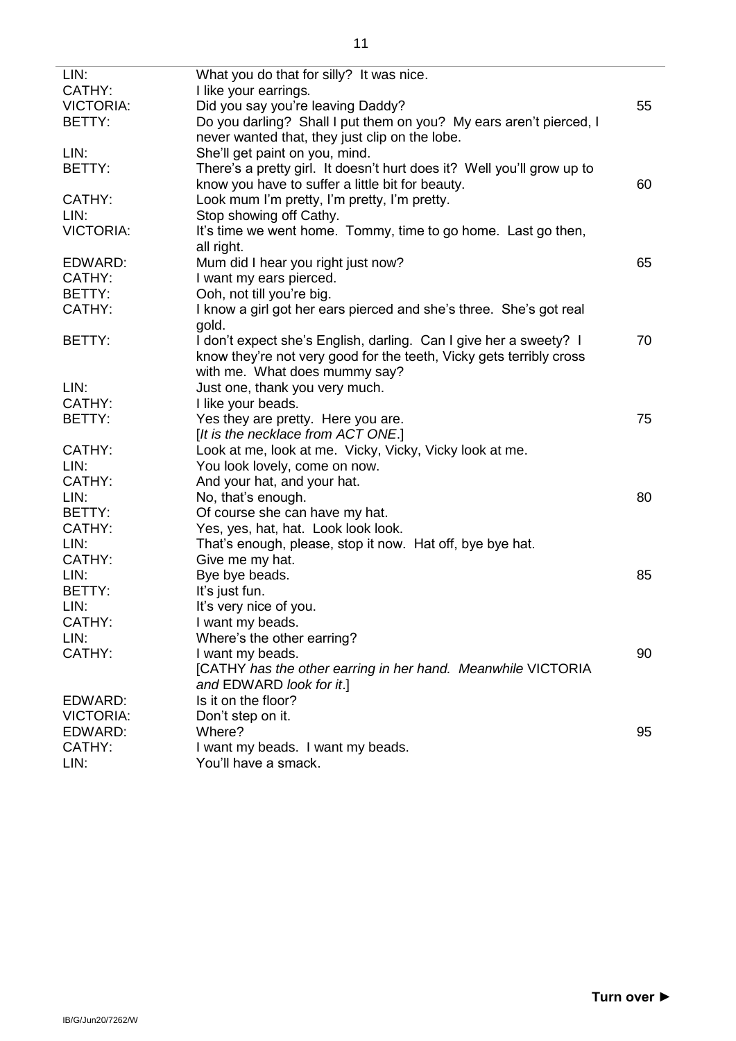| | | |
|---|---|---|
| LIN: | What you do that for silly? It was nice. | |
| CATHY: | I like your earrings. | |
| VICTORIA: | Did you say you're leaving Daddy? | 55 |
| BETTY: | Do you darling? Shall I put them on you? My ears aren't pierced, I never wanted that, they just clip on the lobe. | |
| LIN: | She'll get paint on you, mind. | |
| BETTY: | There's a pretty girl. It doesn't hurt does it? Well you'll grow up to know you have to suffer a little bit for beauty. | 60 |
| CATHY: | Look mum I'm pretty, I'm pretty, I'm pretty. | |
| LIN: | Stop showing off Cathy. | |
| VICTORIA: | It's time we went home. Tommy, time to go home. Last go then, all right. | |
| EDWARD: | Mum did I hear you right just now? | 65 |
| CATHY: | I want my ears pierced. | |
| BETTY: | Ooh, not till you're big. | |
| CATHY: | I know a girl got her ears pierced and she's three. She's got real gold. | |
| BETTY: | I don't expect she's English, darling. Can I give her a sweety? I know they're not very good for the teeth, Vicky gets terribly cross with me. What does mummy say? | 70 |
| LIN: | Just one, thank you very much. | |
| CATHY: | I like your beads. | |
| BETTY: | Yes they are pretty. Here you are. [*It is the necklace from ACT ONE*.] | 75 |
| CATHY: | Look at me, look at me. Vicky, Vicky, Vicky look at me. | |
| LIN: | You look lovely, come on now. | |
| CATHY: | And your hat, and your hat. | |
| LIN: | No, that's enough. | 80 |
| BETTY: | Of course she can have my hat. | |
| CATHY: | Yes, yes, hat, hat. Look look look. | |
| LIN: | That's enough, please, stop it now. Hat off, bye bye hat. | |
| CATHY: | Give me my hat. | |
| LIN: | Bye bye beads. | 85 |
| BETTY: | It's just fun. | |
| LIN: | It's very nice of you. | |
| CATHY: | I want my beads. | |
| LIN: | Where's the other earring? | |
| CATHY: | I want my beads. [CATHY *has the other earring in her hand. Meanwhile* VICTORIA *and* EDWARD *look for it*.] | 90 |
| EDWARD: | Is it on the floor? | |
| VICTORIA: | Don't step on it. | |
| EDWARD: | Where? | 95 |
| CATHY: | I want my beads. I want my beads. | |
| LIN: | You'll have a smack. | |

**Turn over ►**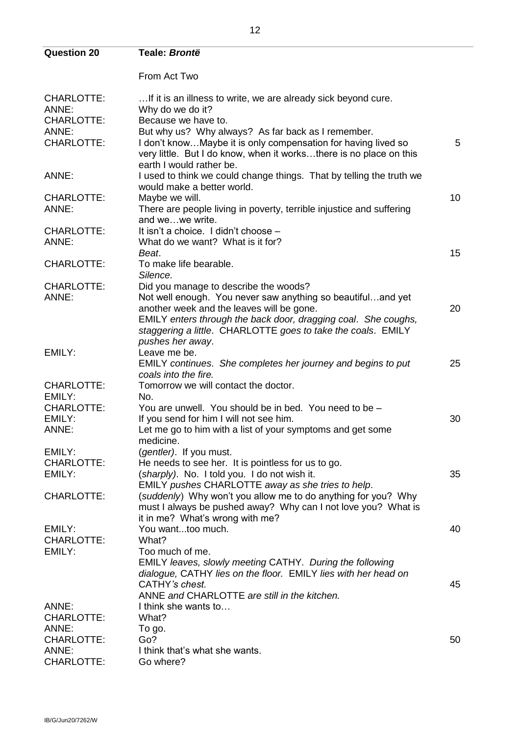**Question 20** **Teale: *Brontë***

From Act Two

| | | |
|---|---|---|
| CHARLOTTE: | …If it is an illness to write, we are already sick beyond cure. | |
| ANNE: | Why do we do it? | |
| CHARLOTTE: | Because we have to. | |
| ANNE: | But why us? Why always? As far back as I remember. | |
| CHARLOTTE: | I don't know…Maybe it is only compensation for having lived so very little. But I do know, when it works…there is no place on this earth I would rather be. | 5 |
| ANNE: | I used to think we could change things. That by telling the truth we would make a better world. | |
| CHARLOTTE: | Maybe we will. | 10 |
| ANNE: | There are people living in poverty, terrible injustice and suffering and we…we write. | |
| CHARLOTTE: | It isn't a choice. I didn't choose – | |
| ANNE: | What do we want? What is it for? | |
| | *Beat*. | 15 |
| CHARLOTTE: | To make life bearable. | |
| | *Silence.* | |
| CHARLOTTE: | Did you manage to describe the woods? | |
| ANNE: | Not well enough. You never saw anything so beautiful…and yet another week and the leaves will be gone. | 20 |
| | EMILY *enters through the back door, dragging coal*. *She coughs, staggering a little*. CHARLOTTE *goes to take the coals*. EMILY *pushes her away*. | |
| EMILY: | Leave me be. | |
| | EMILY *continues*. *She completes her journey and begins to put coals into the fire.* | 25 |
| CHARLOTTE: | Tomorrow we will contact the doctor. | |
| EMILY: | No. | |
| CHARLOTTE: | You are unwell. You should be in bed. You need to be – | |
| EMILY: | If you send for him I will not see him. | 30 |
| ANNE: | Let me go to him with a list of your symptoms and get some medicine. | |
| EMILY: | (*gentler)*. If you must. | |
| CHARLOTTE: | He needs to see her. It is pointless for us to go. | |
| EMILY: | (*sharply)*. No. I told you. I do not wish it. | 35 |
| | EMILY *pushes* CHARLOTTE *away as she tries to help*. | |
| CHARLOTTE: | (*suddenly*) Why won't you allow me to do anything for you? Why must I always be pushed away? Why can I not love you? What is it in me? What's wrong with me? | |
| EMILY: | You want...too much. | 40 |
| CHARLOTTE: | What? | |
| EMILY: | Too much of me. | |
| | EMILY *leaves, slowly meeting* CATHY. *During the following dialogue,* CATHY *lies on the floor.* EMILY *lies with her head on* CATHY*'s chest.* | 45 |
| | ANNE *and* CHARLOTTE *are still in the kitchen.* | |
| ANNE: | I think she wants to… | |
| CHARLOTTE: | What? | |
| ANNE: | To go. | |
| CHARLOTTE: | Go? | 50 |
| ANNE: | I think that's what she wants. | |
| CHARLOTTE: | Go where? | |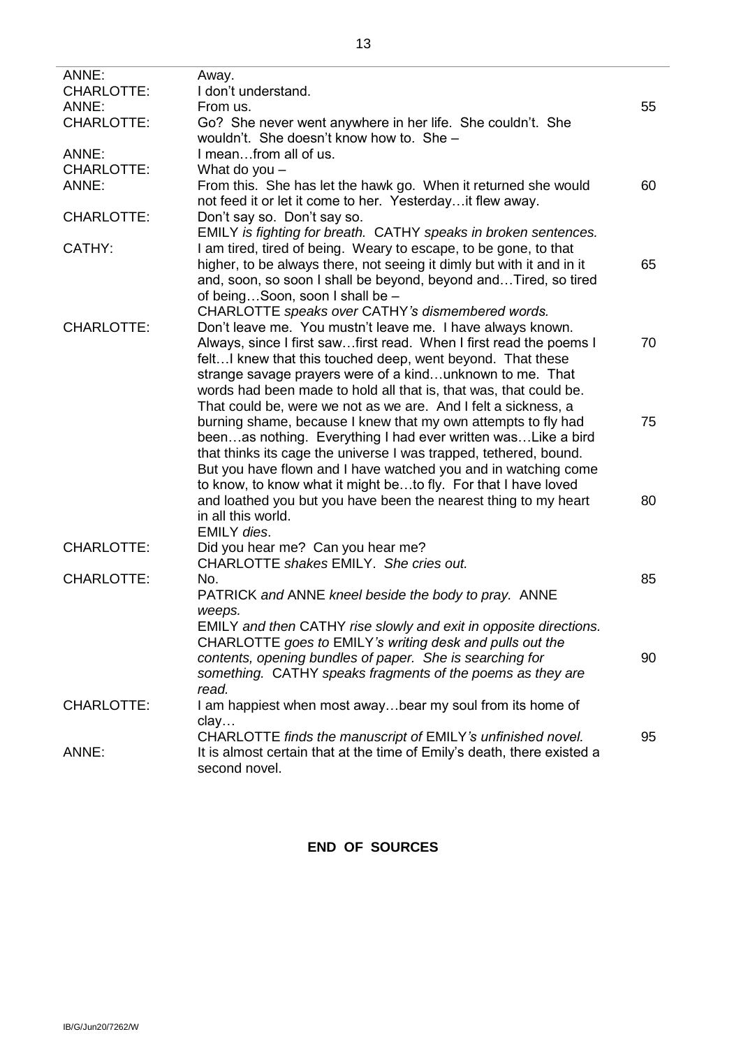ANNE: Away.

CHARLOTTE: I don't understand.

ANNE: From us. 55

CHARLOTTE: Go? She never went anywhere in her life. She couldn't. She wouldn't. She doesn't know how to. She –

ANNE: I mean…from all of us.

CHARLOTTE: What do you –

ANNE: From this. She has let the hawk go. When it returned she would not feed it or let it come to her. Yesterday…it flew away. 60

CHARLOTTE: Don't say so. Don't say so.

*EMILY is fighting for breath. CATHY speaks in broken sentences.*

CATHY: I am tired, tired of being. Weary to escape, to be gone, to that higher, to be always there, not seeing it dimly but with it and in it and, soon, so soon I shall be beyond, beyond and…Tired, so tired of being…Soon, soon I shall be – 65

*CHARLOTTE speaks over CATHY's dismembered words.*

CHARLOTTE: Don't leave me. You mustn't leave me. I have always known. Always, since I first saw…first read. When I first read the poems I felt…I knew that this touched deep, went beyond. That these strange savage prayers were of a kind…unknown to me. That words had been made to hold all that is, that was, that could be. That could be, were we not as we are. And I felt a sickness, a burning shame, because I knew that my own attempts to fly had been…as nothing. Everything I had ever written was…Like a bird that thinks its cage the universe I was trapped, tethered, bound. But you have flown and I have watched you and in watching come to know, to know what it might be…to fly. For that I have loved and loathed you but you have been the nearest thing to my heart in all this world. 70 75 80

*EMILY dies.*

CHARLOTTE: Did you hear me? Can you hear me?

*CHARLOTTE shakes EMILY. She cries out.*

CHARLOTTE: No. 85

*PATRICK and ANNE kneel beside the body to pray. ANNE weeps.*

*EMILY and then CATHY rise slowly and exit in opposite directions. CHARLOTTE goes to EMILY's writing desk and pulls out the contents, opening bundles of paper. She is searching for something. CATHY speaks fragments of the poems as they are read.* 90

CHARLOTTE: I am happiest when most away…bear my soul from its home of clay…

*CHARLOTTE finds the manuscript of EMILY's unfinished novel.* 95

ANNE: It is almost certain that at the time of Emily's death, there existed a second novel.

**END OF SOURCES**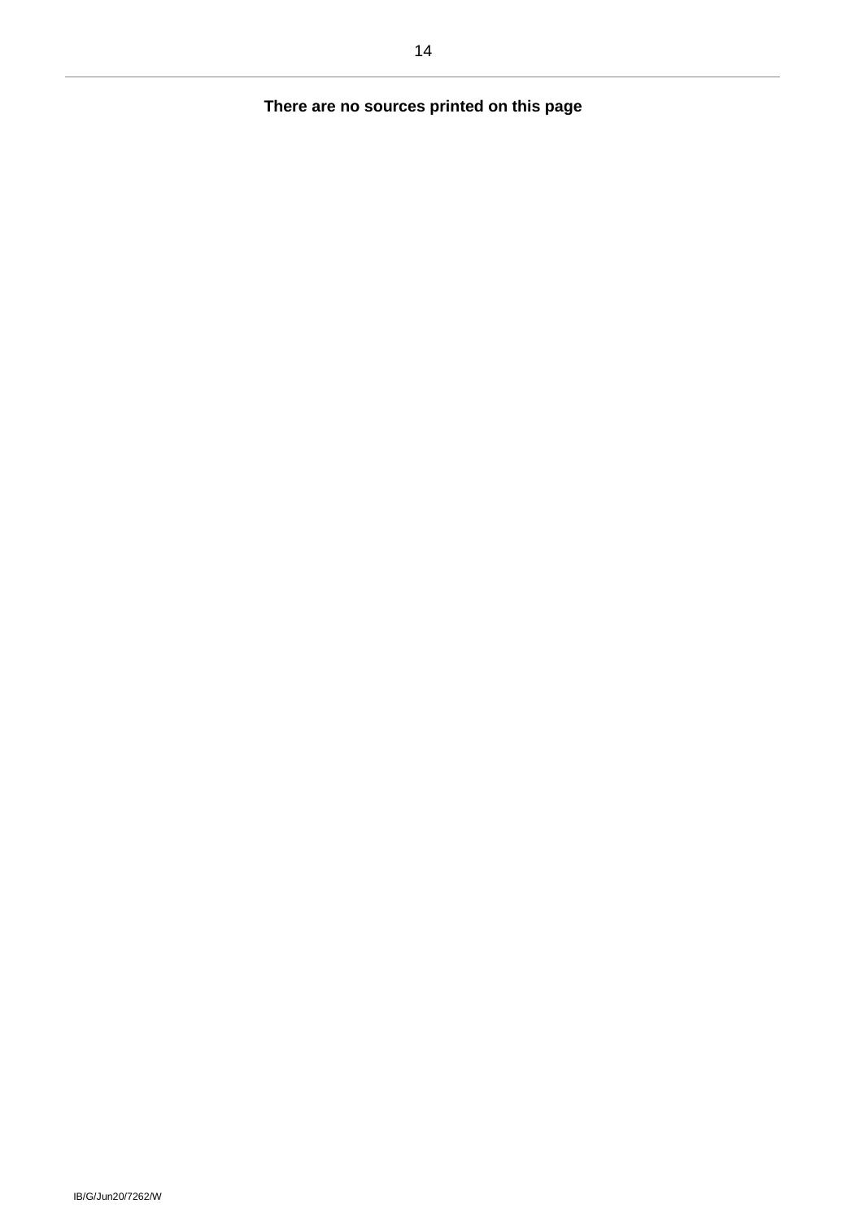**There are no sources printed on this page**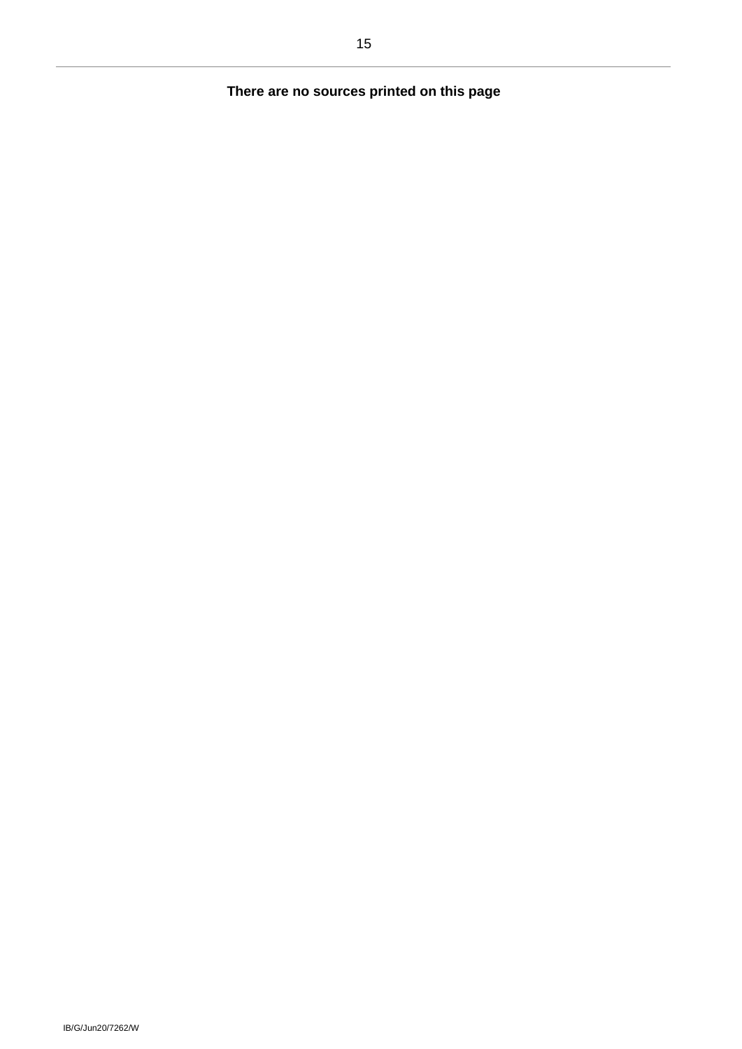**There are no sources printed on this page**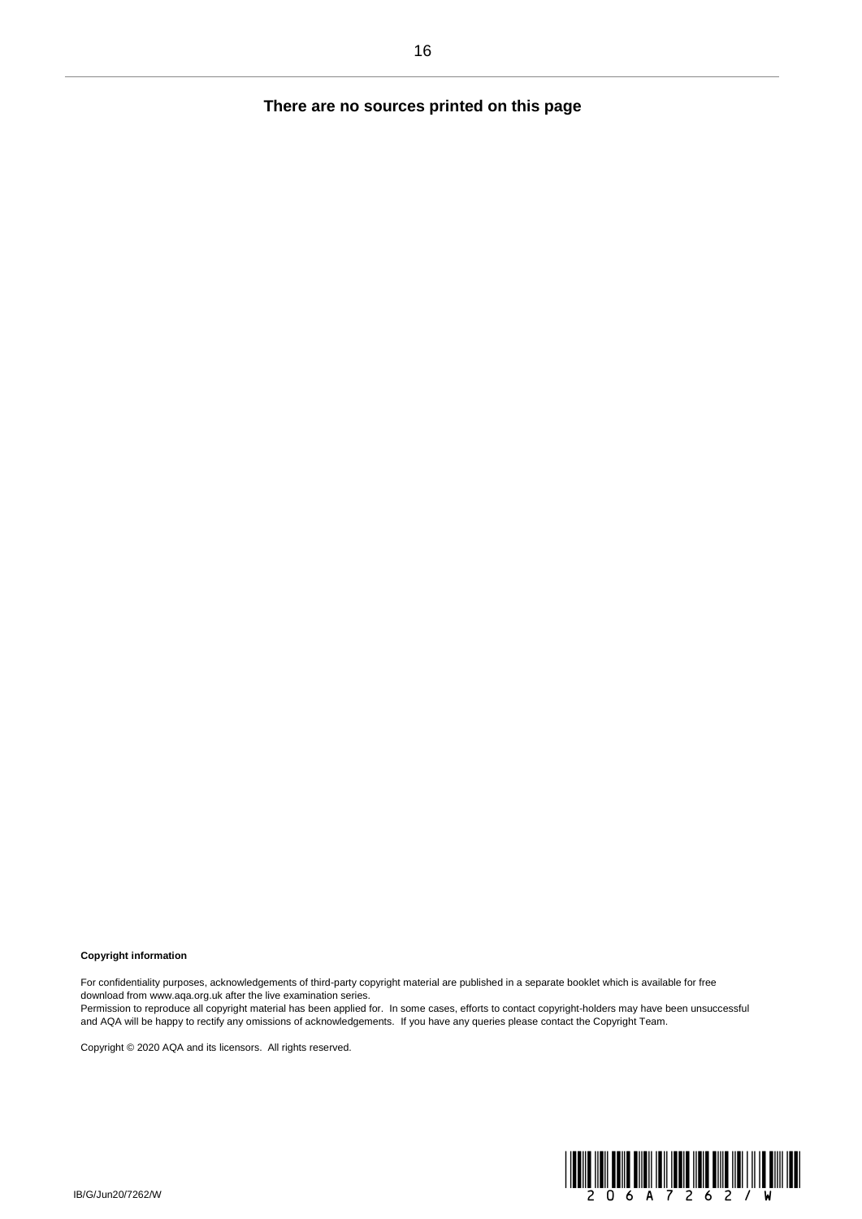**There are no sources printed on this page**

**Copyright information**

For confidentiality purposes, acknowledgements of third-party copyright material are published in a separate booklet which is available for free download from www.aqa.org.uk after the live examination series.
Permission to reproduce all copyright material has been applied for. In some cases, efforts to contact copyright-holders may have been unsuccessful and AQA will be happy to rectify any omissions of acknowledgements. If you have any queries please contact the Copyright Team.

Copyright © 2020 AQA and its licensors. All rights reserved.

IB/G/Jun20/7262/W

206A7262/W